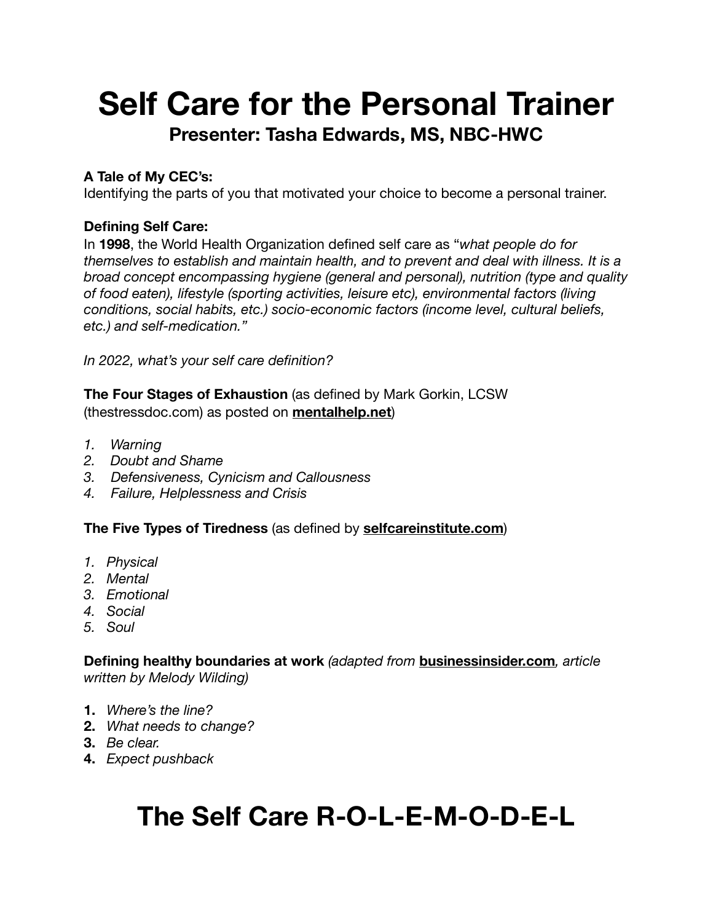# Self Care for the Personal Trainer

### Presenter: Tasha Edwards, MS, NBC-HWC

**A Tale of My CEC's:**
Identifying the parts of you that motivated your choice to become a personal trainer.

**Defining Self Care:**
In **1998**, the World Health Organization defined self care as "*what people do for themselves to establish and maintain health, and to prevent and deal with illness. It is a broad concept encompassing hygiene (general and personal), nutrition (type and quality of food eaten), lifestyle (sporting activities, leisure etc), environmental factors (living conditions, social habits, etc.) socio-economic factors (income level, cultural beliefs, etc.) and self-medication.*"

*In 2022, what's your self care definition?*

**The Four Stages of Exhaustion** (as defined by Mark Gorkin, LCSW (thestressdoc.com) as posted on **mentalhelp.net**)

1. *Warning*
2. *Doubt and Shame*
3. *Defensiveness, Cynicism and Callousness*
4. *Failure, Helplessness and Crisis*

**The Five Types of Tiredness** (as defined by **selfcareinstitute.com**)

1. *Physical*
2. *Mental*
3. *Emotional*
4. *Social*
5. *Soul*

**Defining healthy boundaries at work** *(adapted from* **businessinsider.com**, *article written by Melody Wilding)*

1. *Where's the line?*
2. *What needs to change?*
3. *Be clear.*
4. *Expect pushback*

# The Self Care R-O-L-E-M-O-D-E-L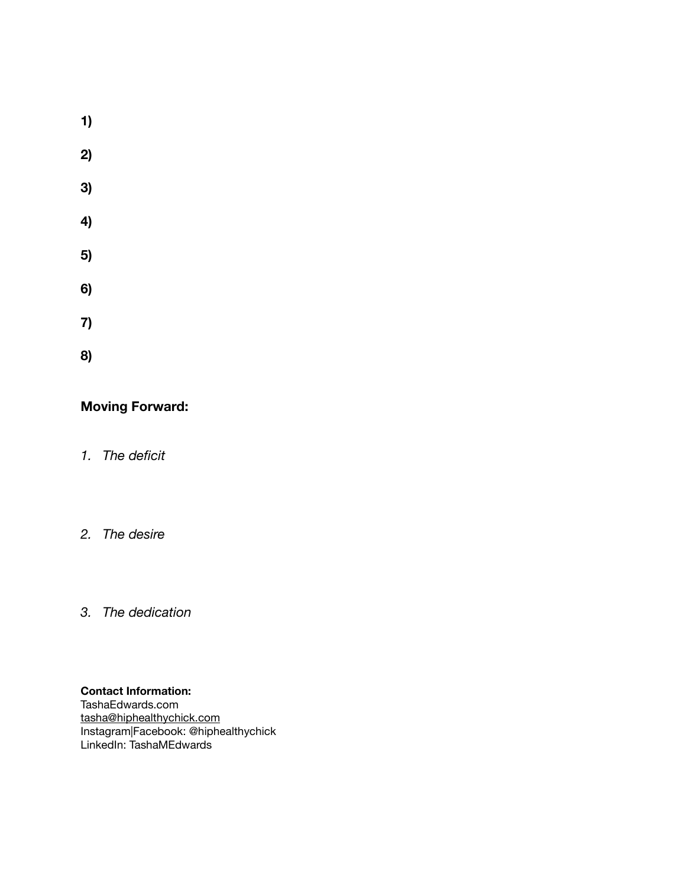**1)**

**2)**

**3)**

**4)**

**5)**

**6)**

**7)**

**8)**

**Moving Forward:**

1. *The deficit*

2. *The desire*

3. *The dedication*

**Contact Information:**
TashaEdwards.com
tasha@hiphealthychick.com
Instagram|Facebook: @hiphealthychick
LinkedIn: TashaMEdwards